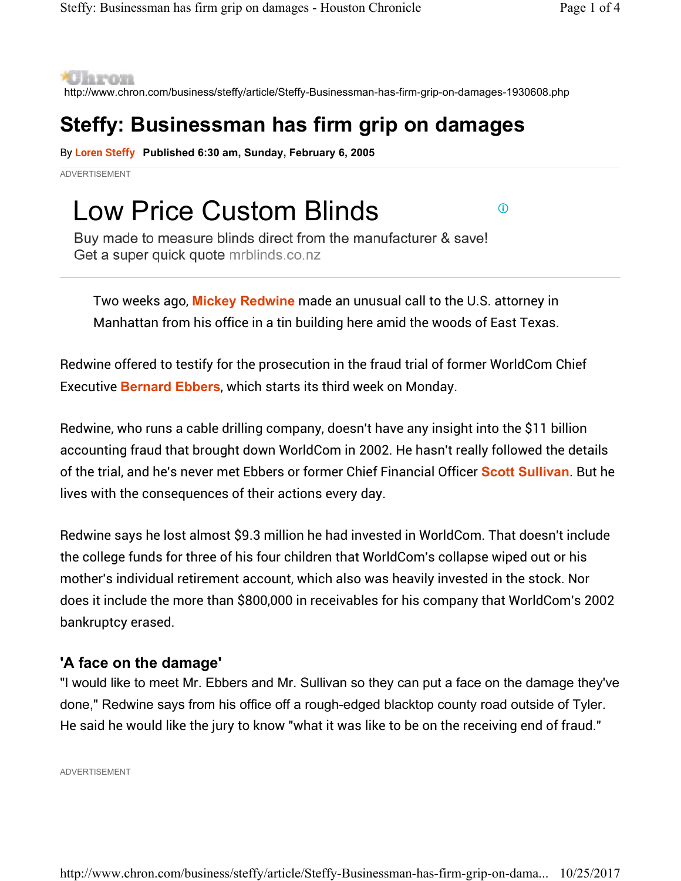Chron

http://www.chron.com/business/steffy/article/Steffy-Businessman-has-firm-grip-on-damages-1930608.php

# Steffy: Businessman has firm grip on damages

By **Loren Steffy** **Published 6:30 am, Sunday, February 6, 2005**

ADVERTISEMENT

Low Price Custom Blinds

Buy made to measure blinds direct from the manufacturer & save!
Get a super quick quote mrblinds.co.nz

Two weeks ago, **Mickey Redwine** made an unusual call to the U.S. attorney in Manhattan from his office in a tin building here amid the woods of East Texas.

Redwine offered to testify for the prosecution in the fraud trial of former WorldCom Chief Executive **Bernard Ebbers**, which starts its third week on Monday.

Redwine, who runs a cable drilling company, doesn't have any insight into the $11 billion accounting fraud that brought down WorldCom in 2002. He hasn't really followed the details of the trial, and he's never met Ebbers or former Chief Financial Officer **Scott Sullivan**. But he lives with the consequences of their actions every day.

Redwine says he lost almost $9.3 million he had invested in WorldCom. That doesn't include the college funds for three of his four children that WorldCom's collapse wiped out or his mother's individual retirement account, which also was heavily invested in the stock. Nor does it include the more than $800,000 in receivables for his company that WorldCom's 2002 bankruptcy erased.

### 'A face on the damage'

"I would like to meet Mr. Ebbers and Mr. Sullivan so they can put a face on the damage they've done," Redwine says from his office off a rough-edged blacktop county road outside of Tyler. He said he would like the jury to know "what it was like to be on the receiving end of fraud."

ADVERTISEMENT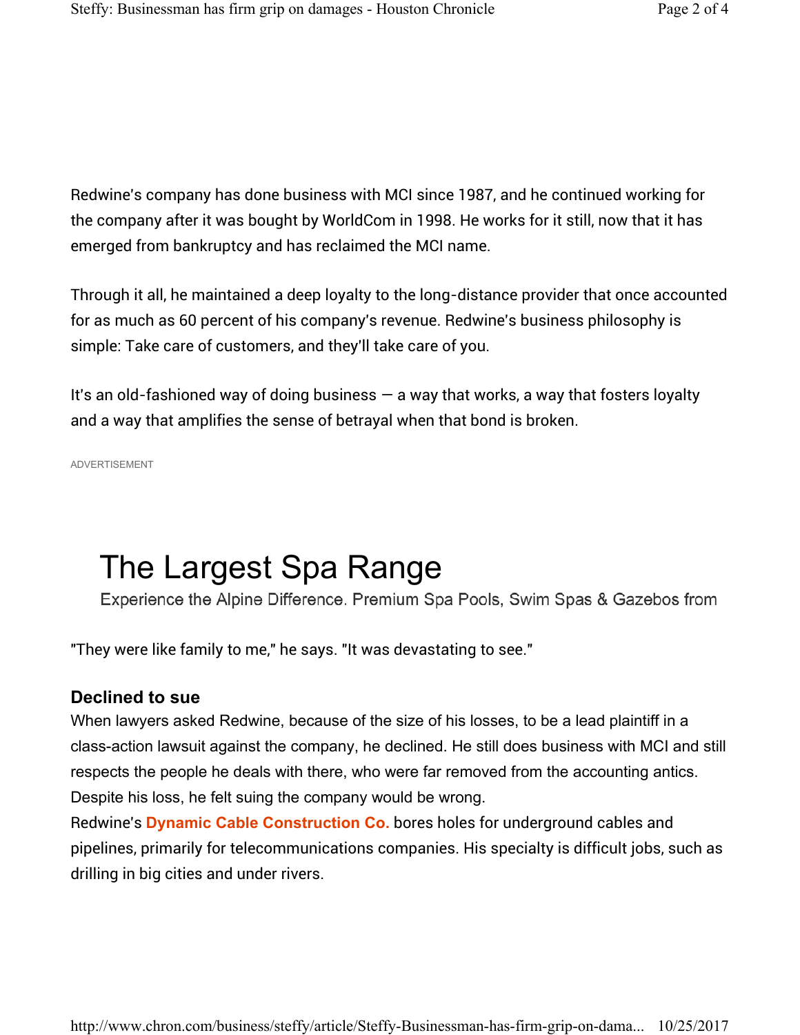Redwine's company has done business with MCI since 1987, and he continued working for the company after it was bought by WorldCom in 1998. He works for it still, now that it has emerged from bankruptcy and has reclaimed the MCI name.

Through it all, he maintained a deep loyalty to the long-distance provider that once accounted for as much as 60 percent of his company's revenue. Redwine's business philosophy is simple: Take care of customers, and they'll take care of you.

It's an old-fashioned way of doing business — a way that works, a way that fosters loyalty and a way that amplifies the sense of betrayal when that bond is broken.

ADVERTISEMENT

The Largest Spa Range

Experience the Alpine Difference. Premium Spa Pools, Swim Spas & Gazebos from

"They were like family to me," he says. "It was devastating to see."

### Declined to sue

When lawyers asked Redwine, because of the size of his losses, to be a lead plaintiff in a class-action lawsuit against the company, he declined. He still does business with MCI and still respects the people he deals with there, who were far removed from the accounting antics. Despite his loss, he felt suing the company would be wrong.

Redwine's **Dynamic Cable Construction Co.** bores holes for underground cables and pipelines, primarily for telecommunications companies. His specialty is difficult jobs, such as drilling in big cities and under rivers.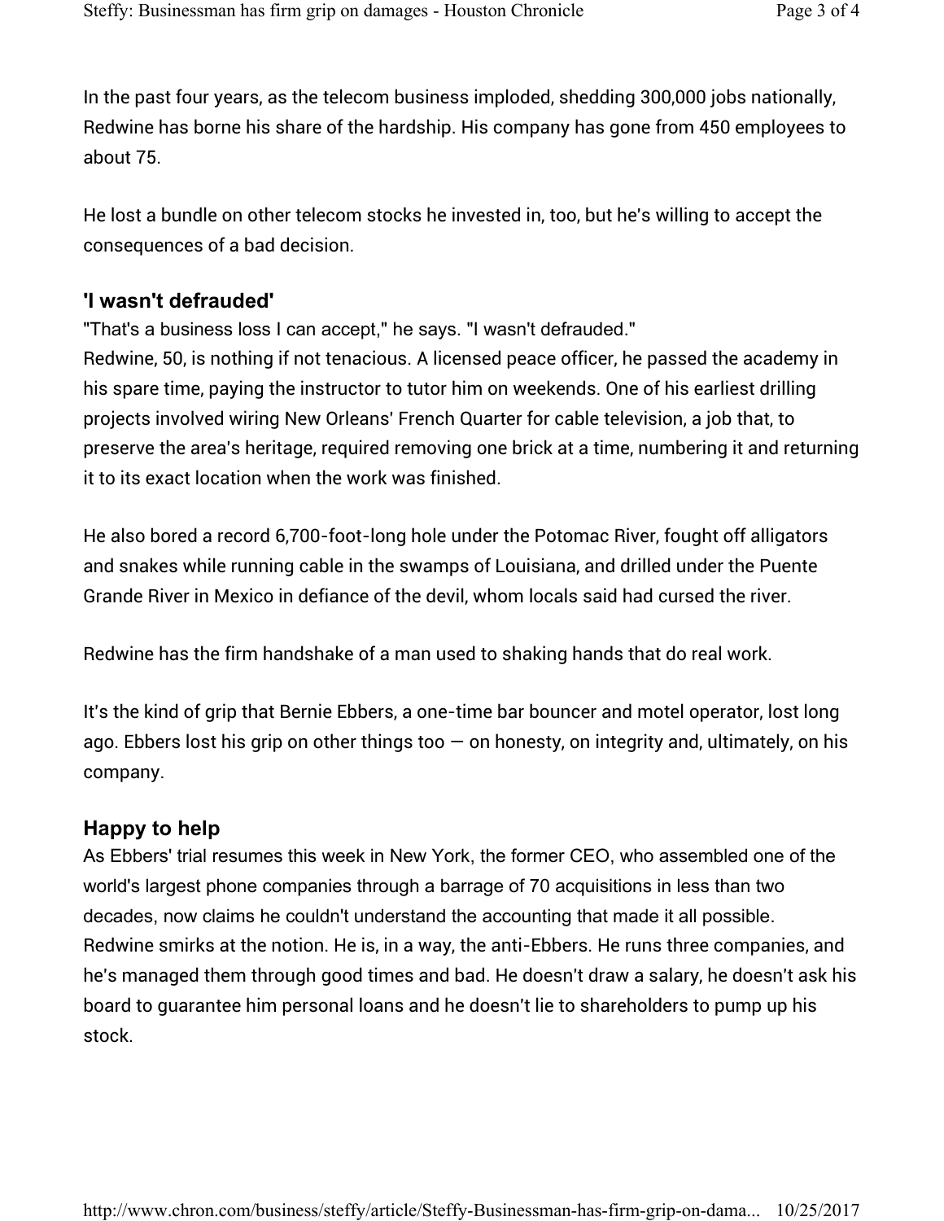In the past four years, as the telecom business imploded, shedding 300,000 jobs nationally, Redwine has borne his share of the hardship. His company has gone from 450 employees to about 75.

He lost a bundle on other telecom stocks he invested in, too, but he's willing to accept the consequences of a bad decision.

## 'I wasn't defrauded'

"That's a business loss I can accept," he says. "I wasn't defrauded."

Redwine, 50, is nothing if not tenacious. A licensed peace officer, he passed the academy in his spare time, paying the instructor to tutor him on weekends. One of his earliest drilling projects involved wiring New Orleans' French Quarter for cable television, a job that, to preserve the area's heritage, required removing one brick at a time, numbering it and returning it to its exact location when the work was finished.

He also bored a record 6,700-foot-long hole under the Potomac River, fought off alligators and snakes while running cable in the swamps of Louisiana, and drilled under the Puente Grande River in Mexico in defiance of the devil, whom locals said had cursed the river.

Redwine has the firm handshake of a man used to shaking hands that do real work.

It's the kind of grip that Bernie Ebbers, a one-time bar bouncer and motel operator, lost long ago. Ebbers lost his grip on other things too — on honesty, on integrity and, ultimately, on his company.

## Happy to help

As Ebbers' trial resumes this week in New York, the former CEO, who assembled one of the world's largest phone companies through a barrage of 70 acquisitions in less than two decades, now claims he couldn't understand the accounting that made it all possible.

Redwine smirks at the notion. He is, in a way, the anti-Ebbers. He runs three companies, and he's managed them through good times and bad. He doesn't draw a salary, he doesn't ask his board to guarantee him personal loans and he doesn't lie to shareholders to pump up his stock.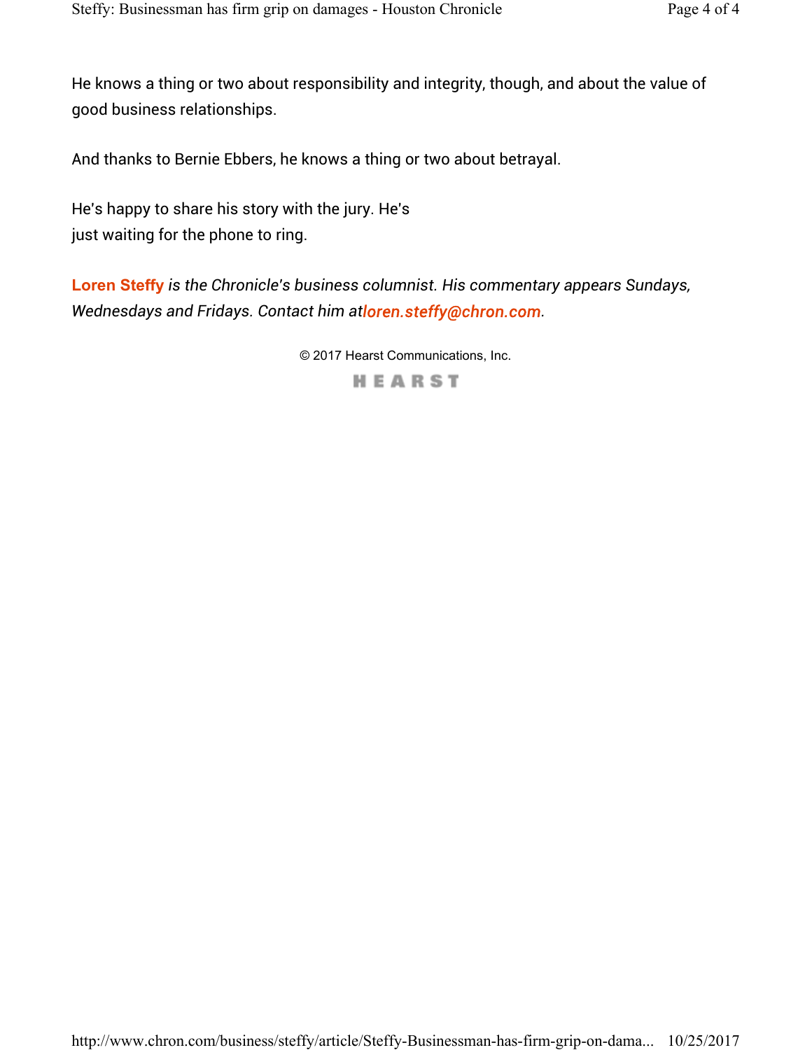He knows a thing or two about responsibility and integrity, though, and about the value of good business relationships.

And thanks to Bernie Ebbers, he knows a thing or two about betrayal.

He's happy to share his story with the jury. He's just waiting for the phone to ring.

*Loren Steffy is the Chronicle's business columnist. His commentary appears Sundays, Wednesdays and Fridays. Contact him atloren.steffy@chron.com.*

© 2017 Hearst Communications, Inc.

HEARST